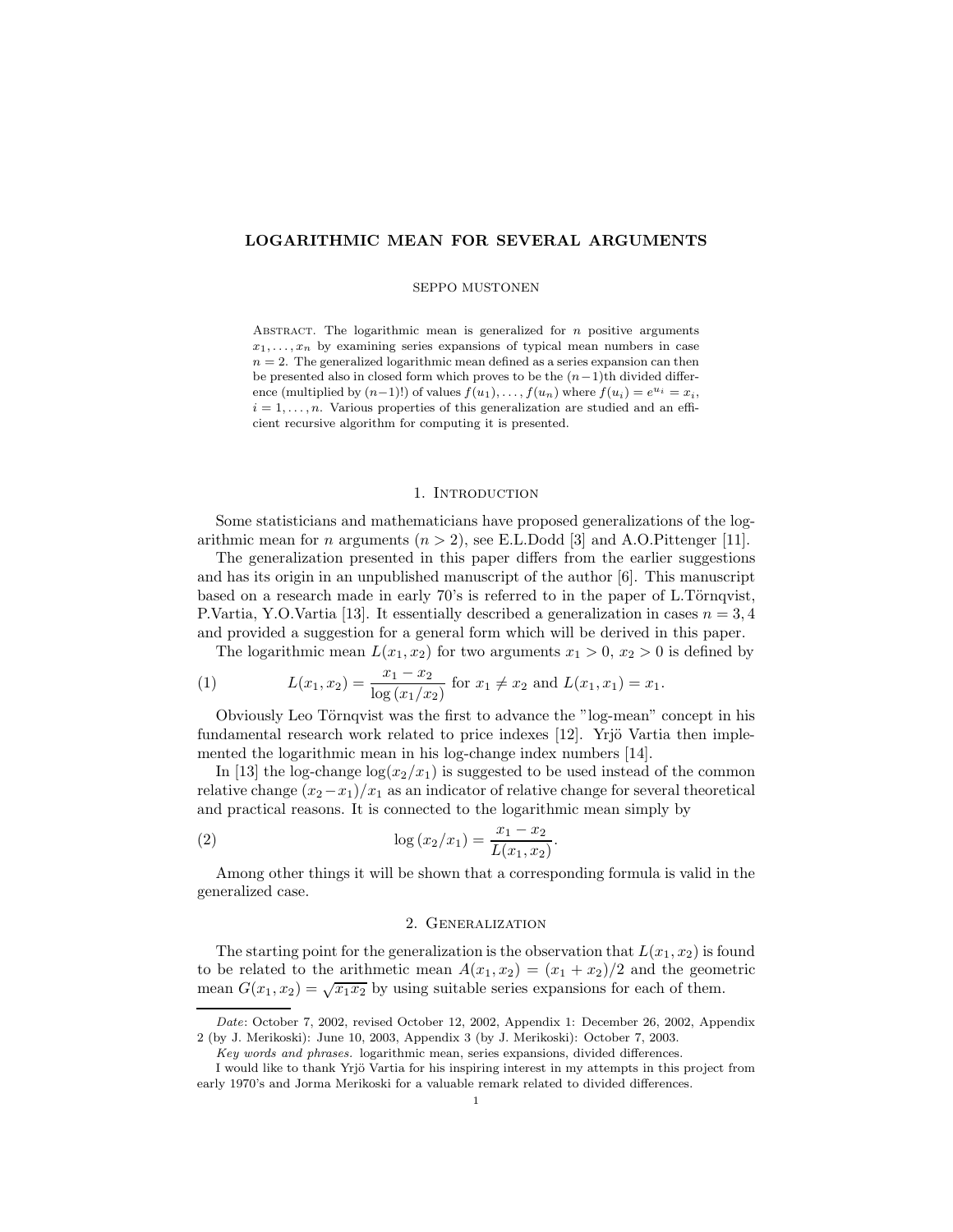# LOGARITHMIC MEAN FOR SEVERAL ARGUMENTS

SEPPO MUSTONEN

Abstract. The logarithmic mean is generalized for $n$ positive arguments $x_1, \ldots, x_n$ by examining series expansions of typical mean numbers in case $n = 2$. The generalized logarithmic mean defined as a series expansion can then be presented also in closed form which proves to be the $(n-1)$th divided difference (multiplied by $(n-1)!$) of values $f(u_1), \ldots, f(u_n)$ where $f(u_i) = e^{u_i} = x_i$, $i = 1, \ldots, n$. Various properties of this generalization are studied and an efficient recursive algorithm for computing it is presented.

## 1. Introduction

Some statisticians and mathematicians have proposed generalizations of the logarithmic mean for $n$ arguments ($n > 2$), see E.L.Dodd [3] and A.O.Pittenger [11].

The generalization presented in this paper differs from the earlier suggestions and has its origin in an unpublished manuscript of the author [6]. This manuscript based on a research made in early 70's is referred to in the paper of L.Törnqvist, P.Vartia, Y.O.Vartia [13]. It essentially described a generalization in cases $n = 3, 4$ and provided a suggestion for a general form which will be derived in this paper.

The logarithmic mean $L(x_1, x_2)$ for two arguments $x_1 > 0$, $x_2 > 0$ is defined by

$$L(x_1, x_2) = \frac{x_1 - x_2}{\log(x_1/x_2)} \text{ for } x_1 \neq x_2 \text{ and } L(x_1, x_1) = x_1. \tag{1}$$

Obviously Leo Törnqvist was the first to advance the "log-mean" concept in his fundamental research work related to price indexes [12]. Yrjö Vartia then implemented the logarithmic mean in his log-change index numbers [14].

In [13] the log-change $\log(x_2/x_1)$ is suggested to be used instead of the common relative change $(x_2 - x_1)/x_1$ as an indicator of relative change for several theoretical and practical reasons. It is connected to the logarithmic mean simply by

$$\log(x_2/x_1) = \frac{x_1 - x_2}{L(x_1, x_2)}. \tag{2}$$

Among other things it will be shown that a corresponding formula is valid in the generalized case.

## 2. Generalization

The starting point for the generalization is the observation that $L(x_1, x_2)$ is found to be related to the arithmetic mean $A(x_1, x_2) = (x_1 + x_2)/2$ and the geometric mean $G(x_1, x_2) = \sqrt{x_1 x_2}$ by using suitable series expansions for each of them.

---

*Date*: October 7, 2002, revised October 12, 2002, Appendix 1: December 26, 2002, Appendix 2 (by J. Merikoski): June 10, 2003, Appendix 3 (by J. Merikoski): October 7, 2003.

*Key words and phrases.* logarithmic mean, series expansions, divided differences.

I would like to thank Yrjö Vartia for his inspiring interest in my attempts in this project from early 1970's and Jorma Merikoski for a valuable remark related to divided differences.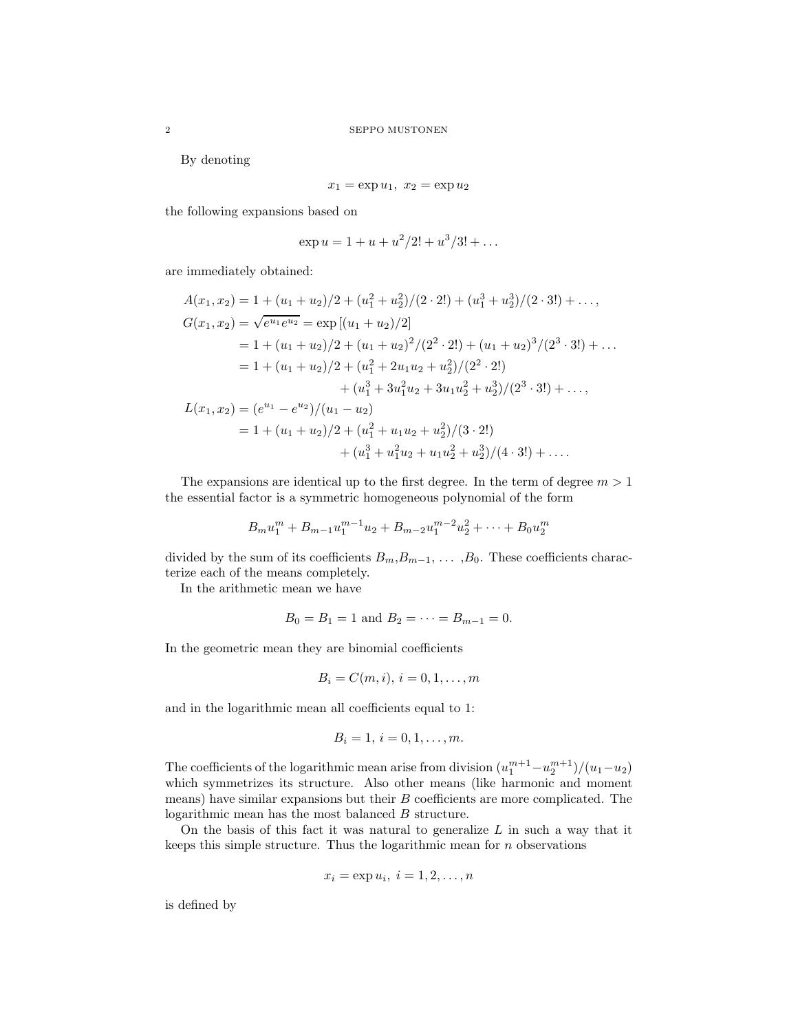By denoting

$$x_1 = \exp u_1,\ x_2 = \exp u_2$$

the following expansions based on

$$\exp u = 1 + u + u^2/2! + u^3/3! + \dots$$

are immediately obtained:

$$
\begin{aligned}
A(x_1, x_2) &= 1 + (u_1 + u_2)/2 + (u_1^2 + u_2^2)/(2 \cdot 2!) + (u_1^3 + u_2^3)/(2 \cdot 3!) + \dots, \\
G(x_1, x_2) &= \sqrt{e^{u_1} e^{u_2}} = \exp\left[(u_1 + u_2)/2\right] \\
&= 1 + (u_1 + u_2)/2 + (u_1 + u_2)^2/(2^2 \cdot 2!) + (u_1 + u_2)^3/(2^3 \cdot 3!) + \dots \\
&= 1 + (u_1 + u_2)/2 + (u_1^2 + 2u_1u_2 + u_2^2)/(2^2 \cdot 2!) \\
&\qquad + (u_1^3 + 3u_1^2u_2 + 3u_1u_2^2 + u_2^3)/(2^3 \cdot 3!) + \dots, \\
L(x_1, x_2) &= (e^{u_1} - e^{u_2})/(u_1 - u_2) \\
&= 1 + (u_1 + u_2)/2 + (u_1^2 + u_1u_2 + u_2^2)/(3 \cdot 2!) \\
&\qquad + (u_1^3 + u_1^2u_2 + u_1u_2^2 + u_2^3)/(4 \cdot 3!) + \dots.
\end{aligned}
$$

The expansions are identical up to the first degree. In the term of degree $m > 1$ the essential factor is a symmetric homogeneous polynomial of the form

$$B_m u_1^m + B_{m-1} u_1^{m-1} u_2 + B_{m-2} u_1^{m-2} u_2^2 + \dots + B_0 u_2^m$$

divided by the sum of its coefficients $B_m, B_{m-1}, \dots, B_0$. These coefficients characterize each of the means completely.

In the arithmetic mean we have

$$B_0 = B_1 = 1 \text{ and } B_2 = \dots = B_{m-1} = 0.$$

In the geometric mean they are binomial coefficients

$$B_i = C(m, i),\ i = 0, 1, \dots, m$$

and in the logarithmic mean all coefficients equal to 1:

$$B_i = 1,\ i = 0, 1, \dots, m.$$

The coefficients of the logarithmic mean arise from division $(u_1^{m+1} - u_2^{m+1})/(u_1 - u_2)$ which symmetrizes its structure. Also other means (like harmonic and moment means) have similar expansions but their $B$ coefficients are more complicated. The logarithmic mean has the most balanced $B$ structure.

On the basis of this fact it was natural to generalize $L$ in such a way that it keeps this simple structure. Thus the logarithmic mean for $n$ observations

$$x_i = \exp u_i,\ i = 1, 2, \dots, n$$

is defined by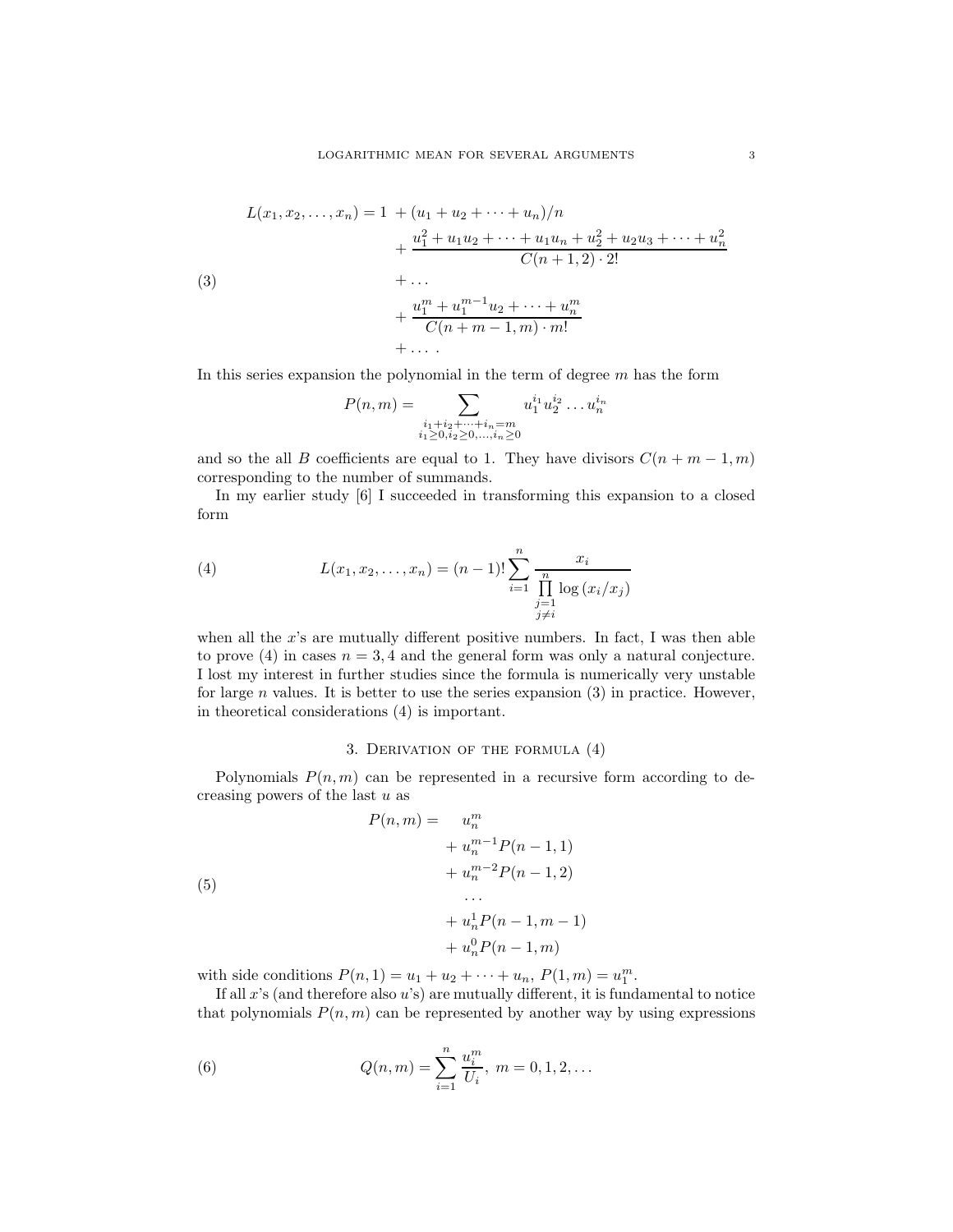$$
\begin{aligned}
L(x_1, x_2, \ldots, x_n) = 1 \; & + (u_1 + u_2 + \cdots + u_n)/n \\
& + \frac{u_1^2 + u_1 u_2 + \cdots + u_1 u_n + u_2^2 + u_2 u_3 + \cdots + u_n^2}{C(n+1, 2) \cdot 2!} \\
& + \ldots \\
& + \frac{u_1^m + u_1^{m-1} u_2 + \cdots + u_n^m}{C(n+m-1, m) \cdot m!} \\
& + \ldots .
\end{aligned} \tag{3}
$$

In this series expansion the polynomial in the term of degree $m$ has the form

$$
P(n, m) = \sum_{\substack{i_1 + i_2 + \cdots + i_n = m \\ i_1 \geq 0, i_2 \geq 0, \ldots, i_n \geq 0}} u_1^{i_1} u_2^{i_2} \ldots u_n^{i_n}
$$

and so the all $B$ coefficients are equal to 1. They have divisors $C(n+m-1, m)$ corresponding to the number of summands.

In my earlier study [6] I succeeded in transforming this expansion to a closed form

$$
L(x_1, x_2, \ldots, x_n) = (n-1)! \sum_{i=1}^{n} \frac{x_i}{\prod\limits_{\substack{j=1 \\ j \neq i}}^{n} \log(x_i / x_j)} \tag{4}
$$

when all the $x$'s are mutually different positive numbers. In fact, I was then able to prove (4) in cases $n = 3, 4$ and the general form was only a natural conjecture. I lost my interest in further studies since the formula is numerically very unstable for large $n$ values. It is better to use the series expansion (3) in practice. However, in theoretical considerations (4) is important.

## 3. Derivation of the formula (4)

Polynomials $P(n, m)$ can be represented in a recursive form according to decreasing powers of the last $u$ as

$$
\begin{aligned}
P(n, m) = \; & u_n^m \\
& + u_n^{m-1} P(n-1, 1) \\
& + u_n^{m-2} P(n-1, 2) \\
& \ldots \\
& + u_n^1 P(n-1, m-1) \\
& + u_n^0 P(n-1, m)
\end{aligned} \tag{5}
$$

with side conditions $P(n, 1) = u_1 + u_2 + \cdots + u_n$, $P(1, m) = u_1^m$.

If all $x$'s (and therefore also $u$'s) are mutually different, it is fundamental to notice that polynomials $P(n, m)$ can be represented by another way by using expressions

$$
Q(n, m) = \sum_{i=1}^{n} \frac{u_i^m}{U_i}, \; m = 0, 1, 2, \ldots \tag{6}
$$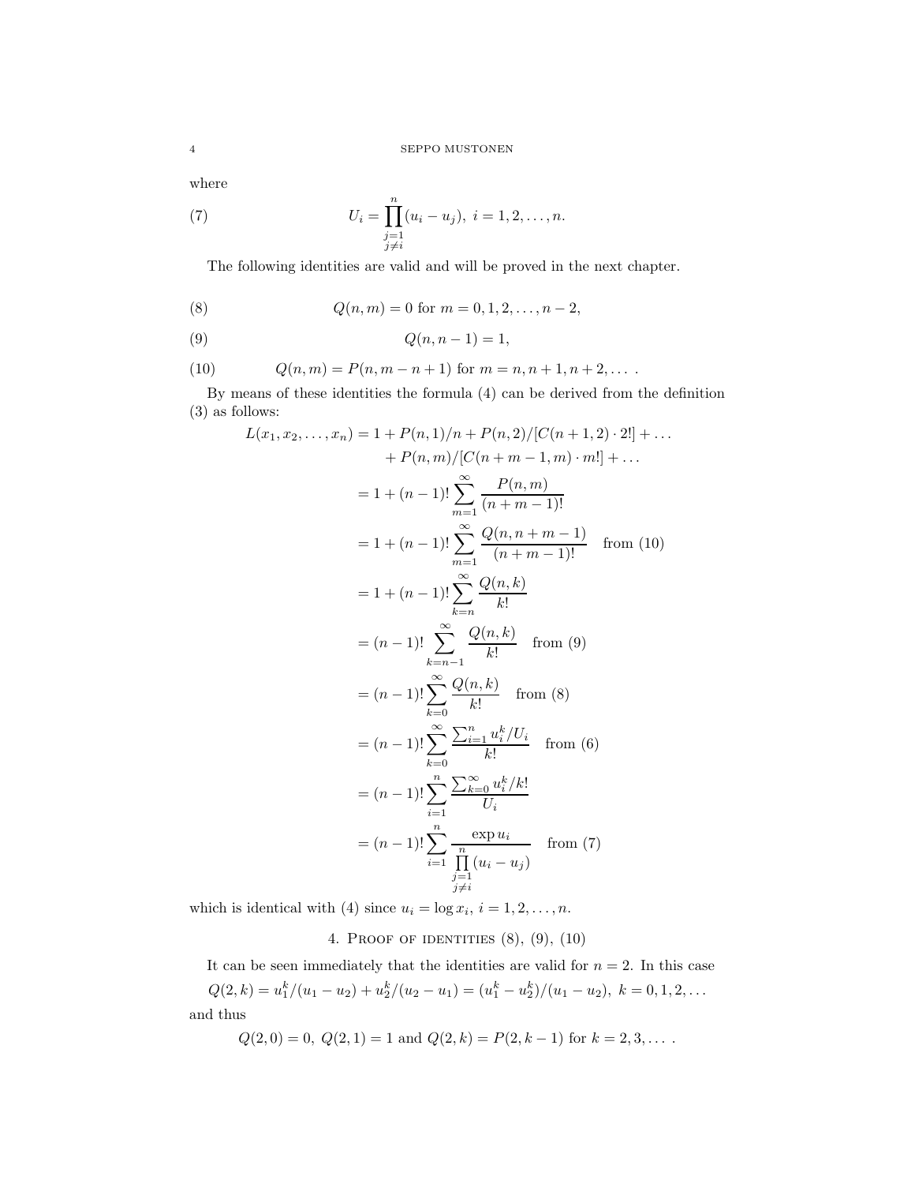where

$$U_i = \prod_{\substack{j=1 \\ j \neq i}}^{n} (u_i - u_j),\ i = 1, 2, \ldots, n. \tag{7}$$

The following identities are valid and will be proved in the next chapter.

$$Q(n, m) = 0 \text{ for } m = 0, 1, 2, \ldots, n-2, \tag{8}$$

$$Q(n, n-1) = 1, \tag{9}$$

$$Q(n, m) = P(n, m-n+1) \text{ for } m = n, n+1, n+2, \ldots\ . \tag{10}$$

By means of these identities the formula (4) can be derived from the definition (3) as follows:

$$
\begin{aligned}
L(x_1, x_2, \ldots, x_n) &= 1 + P(n,1)/n + P(n,2)/[C(n+1,2)\cdot 2!] + \ldots \\
&\quad + P(n,m)/[C(n+m-1,m)\cdot m!] + \ldots \\
&= 1 + (n-1)! \sum_{m=1}^{\infty} \frac{P(n,m)}{(n+m-1)!} \\
&= 1 + (n-1)! \sum_{m=1}^{\infty} \frac{Q(n,n+m-1)}{(n+m-1)!} \quad \text{from (10)} \\
&= 1 + (n-1)! \sum_{k=n}^{\infty} \frac{Q(n,k)}{k!} \\
&= (n-1)! \sum_{k=n-1}^{\infty} \frac{Q(n,k)}{k!} \quad \text{from (9)} \\
&= (n-1)! \sum_{k=0}^{\infty} \frac{Q(n,k)}{k!} \quad \text{from (8)} \\
&= (n-1)! \sum_{k=0}^{\infty} \frac{\sum_{i=1}^{n} u_i^k/U_i}{k!} \quad \text{from (6)} \\
&= (n-1)! \sum_{i=1}^{n} \frac{\sum_{k=0}^{\infty} u_i^k/k!}{U_i} \\
&= (n-1)! \sum_{i=1}^{n} \frac{\exp u_i}{\prod\limits_{\substack{j=1 \\ j\neq i}}^{n} (u_i - u_j)} \quad \text{from (7)}
\end{aligned}
$$

which is identical with (4) since $u_i = \log x_i,\ i = 1, 2, \ldots, n$.

## 4. Proof of identities (8), (9), (10)

It can be seen immediately that the identities are valid for $n = 2$. In this case

$$Q(2,k) = u_1^k/(u_1 - u_2) + u_2^k/(u_2 - u_1) = (u_1^k - u_2^k)/(u_1 - u_2),\ k = 0, 1, 2, \ldots$$

and thus

$$Q(2,0) = 0,\ Q(2,1) = 1 \text{ and } Q(2,k) = P(2,k-1) \text{ for } k = 2, 3, \ldots\ .$$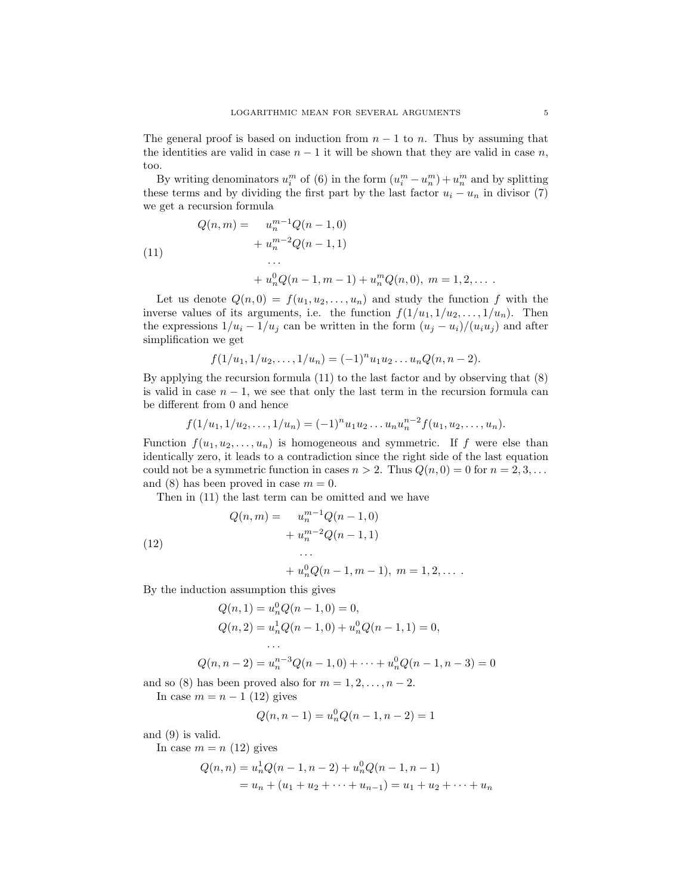The general proof is based on induction from $n-1$ to $n$. Thus by assuming that the identities are valid in case $n-1$ it will be shown that they are valid in case $n$, too.

By writing denominators $u_i^m$ of (6) in the form $(u_i^m - u_n^m) + u_n^m$ and by splitting these terms and by dividing the first part by the last factor $u_i - u_n$ in divisor (7) we get a recursion formula

$$
\begin{aligned}
Q(n,m) = \quad & u_n^{m-1} Q(n-1,0) \\
& + u_n^{m-2} Q(n-1,1) \\
& \quad \dots \\
& + u_n^0 Q(n-1,m-1) + u_n^m Q(n,0), \; m = 1,2,\dots .
\end{aligned}
\tag{11}
$$

Let us denote $Q(n,0) = f(u_1, u_2, \dots, u_n)$ and study the function $f$ with the inverse values of its arguments, i.e. the function $f(1/u_1, 1/u_2, \dots, 1/u_n)$. Then the expressions $1/u_i - 1/u_j$ can be written in the form $(u_j - u_i)/(u_i u_j)$ and after simplification we get

$$f(1/u_1, 1/u_2, \dots, 1/u_n) = (-1)^n u_1 u_2 \dots u_n Q(n, n-2).$$

By applying the recursion formula (11) to the last factor and by observing that (8) is valid in case $n-1$, we see that only the last term in the recursion formula can be different from 0 and hence

$$f(1/u_1, 1/u_2, \dots, 1/u_n) = (-1)^n u_1 u_2 \dots u_n u_n^{n-2} f(u_1, u_2, \dots, u_n).$$

Function $f(u_1, u_2, \dots, u_n)$ is homogeneous and symmetric. If $f$ were else than identically zero, it leads to a contradiction since the right side of the last equation could not be a symmetric function in cases $n > 2$. Thus $Q(n,0) = 0$ for $n = 2,3,\dots$ and (8) has been proved in case $m = 0$.

Then in (11) the last term can be omitted and we have

$$
\begin{aligned}
Q(n,m) = \quad & u_n^{m-1} Q(n-1,0) \\
& + u_n^{m-2} Q(n-1,1) \\
& \quad \dots \\
& + u_n^0 Q(n-1,m-1), \; m = 1,2,\dots .
\end{aligned}
\tag{12}
$$

By the induction assumption this gives

$$
\begin{aligned}
Q(n,1) &= u_n^0 Q(n-1,0) = 0, \\
Q(n,2) &= u_n^1 Q(n-1,0) + u_n^0 Q(n-1,1) = 0, \\
& \dots \\
Q(n,n-2) &= u_n^{n-3} Q(n-1,0) + \dots + u_n^0 Q(n-1,n-3) = 0
\end{aligned}
$$

and so (8) has been proved also for $m = 1,2,\dots,n-2$.

In case $m = n-1$ (12) gives

$$Q(n,n-1) = u_n^0 Q(n-1,n-2) = 1$$

and (9) is valid.

In case $m = n$ (12) gives

$$
\begin{aligned}
Q(n,n) &= u_n^1 Q(n-1,n-2) + u_n^0 Q(n-1,n-1) \\
&= u_n + (u_1 + u_2 + \dots + u_{n-1}) = u_1 + u_2 + \dots + u_n
\end{aligned}
$$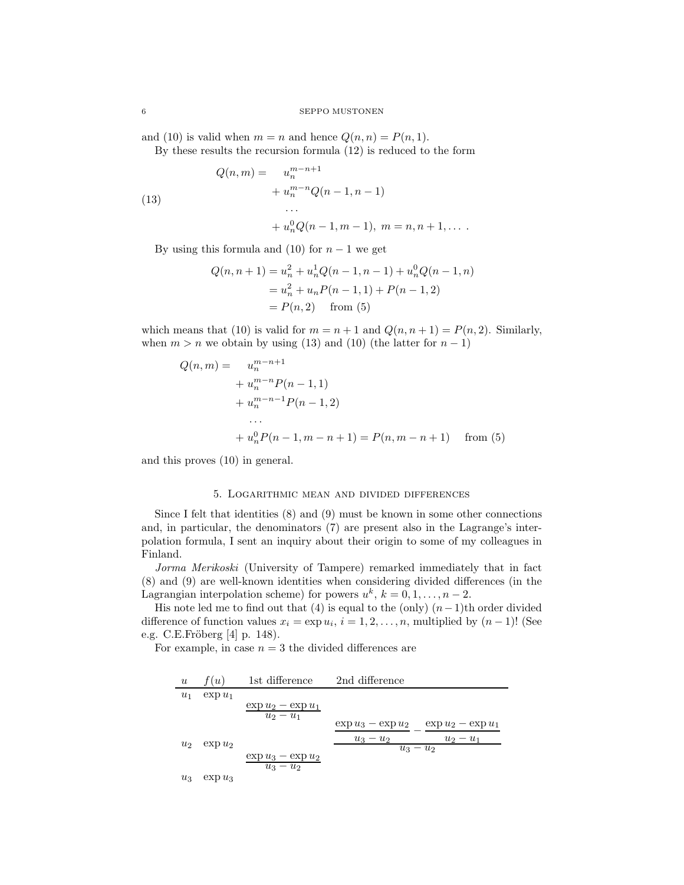and (10) is valid when $m = n$ and hence $Q(n, n) = P(n, 1)$.

By these results the recursion formula (12) is reduced to the form

$$
\begin{aligned}
Q(n,m) = \quad & u_n^{m-n+1} \\
& + u_n^{m-n} Q(n-1, n-1) \\
& \quad \dots \\
& + u_n^0 Q(n-1, m-1), \; m = n, n+1, \dots .
\end{aligned}
\tag{13}
$$

By using this formula and (10) for $n-1$ we get

$$
\begin{aligned}
Q(n, n+1) &= u_n^2 + u_n^1 Q(n-1, n-1) + u_n^0 Q(n-1, n) \\
&= u_n^2 + u_n P(n-1, 1) + P(n-1, 2) \\
&= P(n, 2) \quad \text{ from (5)}
\end{aligned}
$$

which means that (10) is valid for $m = n+1$ and $Q(n, n+1) = P(n, 2)$. Similarly, when $m > n$ we obtain by using (13) and (10) (the latter for $n-1$)

$$
\begin{aligned}
Q(n,m) = \quad & u_n^{m-n+1} \\
& + u_n^{m-n} P(n-1, 1) \\
& + u_n^{m-n-1} P(n-1, 2) \\
& \quad \dots \\
& + u_n^0 P(n-1, m-n+1) = P(n, m-n+1) \quad \text{ from (5)}
\end{aligned}
$$

and this proves (10) in general.

## 5. Logarithmic mean and divided differences

Since I felt that identities (8) and (9) must be known in some other connections and, in particular, the denominators (7) are present also in the Lagrange's interpolation formula, I sent an inquiry about their origin to some of my colleagues in Finland.

*Jorma Merikoski* (University of Tampere) remarked immediately that in fact (8) and (9) are well-known identities when considering divided differences (in the Lagrangian interpolation scheme) for powers $u^k$, $k = 0, 1, \dots, n-2$.

His note led me to find out that (4) is equal to the (only) $(n-1)$th order divided difference of function values $x_i = \exp u_i$, $i = 1, 2, \dots, n$, multiplied by $(n-1)!$ (See e.g. C.E.Fröberg [4] p. 148).

For example, in case $n = 3$ the divided differences are

| $u$ | $f(u)$ | 1st difference | 2nd difference |
|---|---|---|---|
| $u_1$ | $\exp u_1$ | | |
| | | $\dfrac{\exp u_2 - \exp u_1}{u_2 - u_1}$ | |
| $u_2$ | $\exp u_2$ | | $\dfrac{\dfrac{\exp u_3 - \exp u_2}{u_3 - u_2} - \dfrac{\exp u_2 - \exp u_1}{u_2 - u_1}}{u_3 - u_2}$ |
| | | $\dfrac{\exp u_3 - \exp u_2}{u_3 - u_2}$ | |
| $u_3$ | $\exp u_3$ | | |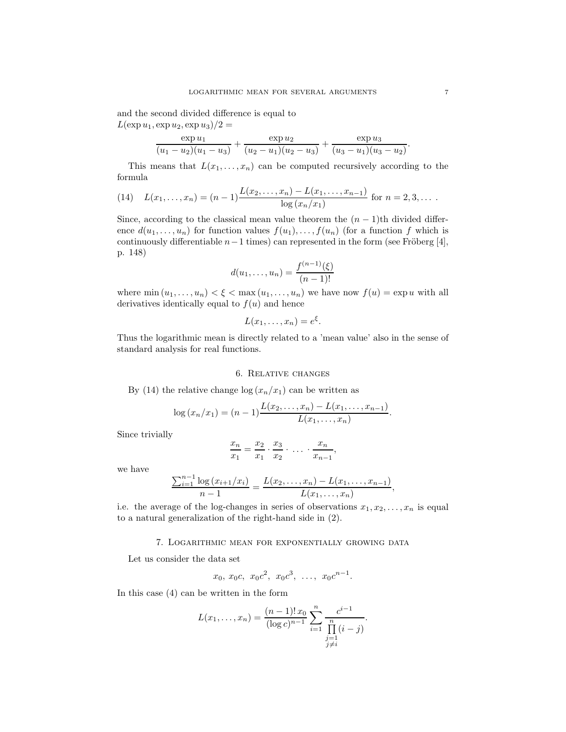and the second divided difference is equal to
$L(\exp u_1, \exp u_2, \exp u_3)/2 =$

$$\frac{\exp u_1}{(u_1 - u_2)(u_1 - u_3)} + \frac{\exp u_2}{(u_2 - u_1)(u_2 - u_3)} + \frac{\exp u_3}{(u_3 - u_1)(u_3 - u_2)}.$$

This means that $L(x_1, \ldots, x_n)$ can be computed recursively according to the formula

$$L(x_1, \ldots, x_n) = (n-1)\frac{L(x_2, \ldots, x_n) - L(x_1, \ldots, x_{n-1})}{\log(x_n/x_1)} \text{ for } n = 2, 3, \ldots . \tag{14}$$

Since, according to the classical mean value theorem the $(n-1)$th divided difference $d(u_1, \ldots, u_n)$ for function values $f(u_1), \ldots, f(u_n)$ (for a function $f$ which is continuously differentiable $n-1$ times) can represented in the form (see Fröberg [4], p. 148)

$$d(u_1, \ldots, u_n) = \frac{f^{(n-1)}(\xi)}{(n-1)!}$$

where $\min(u_1, \ldots, u_n) < \xi < \max(u_1, \ldots, u_n)$ we have now $f(u) = \exp u$ with all derivatives identically equal to $f(u)$ and hence

$$L(x_1, \ldots, x_n) = e^{\xi}.$$

Thus the logarithmic mean is directly related to a 'mean value' also in the sense of standard analysis for real functions.

## 6. Relative changes

By (14) the relative change $\log(x_n/x_1)$ can be written as

$$\log(x_n/x_1) = (n-1)\frac{L(x_2, \ldots, x_n) - L(x_1, \ldots, x_{n-1})}{L(x_1, \ldots, x_n)}.$$

Since trivially

$$\frac{x_n}{x_1} = \frac{x_2}{x_1} \cdot \frac{x_3}{x_2} \cdot \ \ldots \ \cdot \frac{x_n}{x_{n-1}},$$

we have

$$\frac{\sum_{i=1}^{n-1} \log(x_{i+1}/x_i)}{n-1} = \frac{L(x_2, \ldots, x_n) - L(x_1, \ldots, x_{n-1})}{L(x_1, \ldots, x_n)},$$

i.e. the average of the log-changes in series of observations $x_1, x_2, \ldots, x_n$ is equal to a natural generalization of the right-hand side in (2).

## 7. Logarithmic mean for exponentially growing data

Let us consider the data set

$$x_0,\ x_0c,\ x_0c^2,\ x_0c^3,\ \ldots,\ x_0c^{n-1}.$$

In this case (4) can be written in the form

$$L(x_1, \ldots, x_n) = \frac{(n-1)!\, x_0}{(\log c)^{n-1}} \sum_{i=1}^{n} \frac{c^{i-1}}{\prod\limits_{\substack{j=1 \\ j \neq i}}^{n} (i-j)}.$$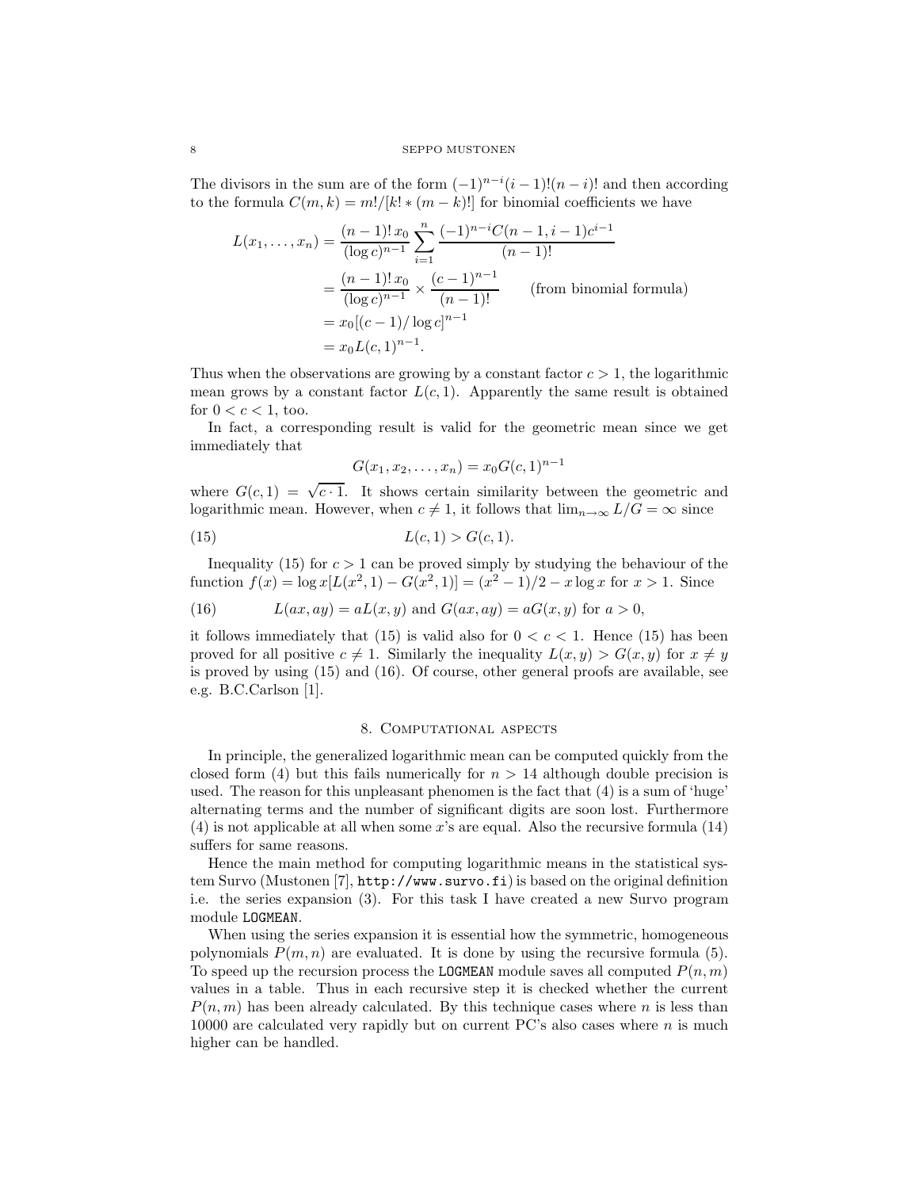The divisors in the sum are of the form $(-1)^{n-i}(i-1)!(n-i)!$ and then according to the formula $C(m,k) = m!/[k! * (m-k)!]$ for binomial coefficients we have

$$
\begin{aligned}
L(x_1,\ldots,x_n) &= \frac{(n-1)!\,x_0}{(\log c)^{n-1}} \sum_{i=1}^{n} \frac{(-1)^{n-i} C(n-1,i-1) c^{i-1}}{(n-1)!} \\
&= \frac{(n-1)!\,x_0}{(\log c)^{n-1}} \times \frac{(c-1)^{n-1}}{(n-1)!} \qquad \text{(from binomial formula)} \\
&= x_0[(c-1)/\log c]^{n-1} \\
&= x_0 L(c,1)^{n-1}.
\end{aligned}
$$

Thus when the observations are growing by a constant factor $c > 1$, the logarithmic mean grows by a constant factor $L(c,1)$. Apparently the same result is obtained for $0 < c < 1$, too.

In fact, a corresponding result is valid for the geometric mean since we get immediately that

$$G(x_1, x_2, \ldots, x_n) = x_0 G(c,1)^{n-1}$$

where $G(c,1) = \sqrt{c \cdot 1}$. It shows certain similarity between the geometric and logarithmic mean. However, when $c \neq 1$, it follows that $\lim_{n\to\infty} L/G = \infty$ since

$$L(c,1) > G(c,1). \tag{15}$$

Inequality (15) for $c > 1$ can be proved simply by studying the behaviour of the function $f(x) = \log x[L(x^2,1) - G(x^2,1)] = (x^2-1)/2 - x \log x$ for $x > 1$. Since

$$L(ax,ay) = aL(x,y) \text{ and } G(ax,ay) = aG(x,y) \text{ for } a > 0, \tag{16}$$

it follows immediately that (15) is valid also for $0 < c < 1$. Hence (15) has been proved for all positive $c \neq 1$. Similarly the inequality $L(x,y) > G(x,y)$ for $x \neq y$ is proved by using (15) and (16). Of course, other general proofs are available, see e.g. B.C.Carlson [1].

## 8. Computational aspects

In principle, the generalized logarithmic mean can be computed quickly from the closed form (4) but this fails numerically for $n > 14$ although double precision is used. The reason for this unpleasant phenomen is the fact that (4) is a sum of 'huge' alternating terms and the number of significant digits are soon lost. Furthermore (4) is not applicable at all when some $x$'s are equal. Also the recursive formula (14) suffers for same reasons.

Hence the main method for computing logarithmic means in the statistical system Survo (Mustonen [7], `http://www.survo.fi`) is based on the original definition i.e. the series expansion (3). For this task I have created a new Survo program module `LOGMEAN`.

When using the series expansion it is essential how the symmetric, homogeneous polynomials $P(m,n)$ are evaluated. It is done by using the recursive formula (5). To speed up the recursion process the `LOGMEAN` module saves all computed $P(n,m)$ values in a table. Thus in each recursive step it is checked whether the current $P(n,m)$ has been already calculated. By this technique cases where $n$ is less than 10000 are calculated very rapidly but on current PC's also cases where $n$ is much higher can be handled.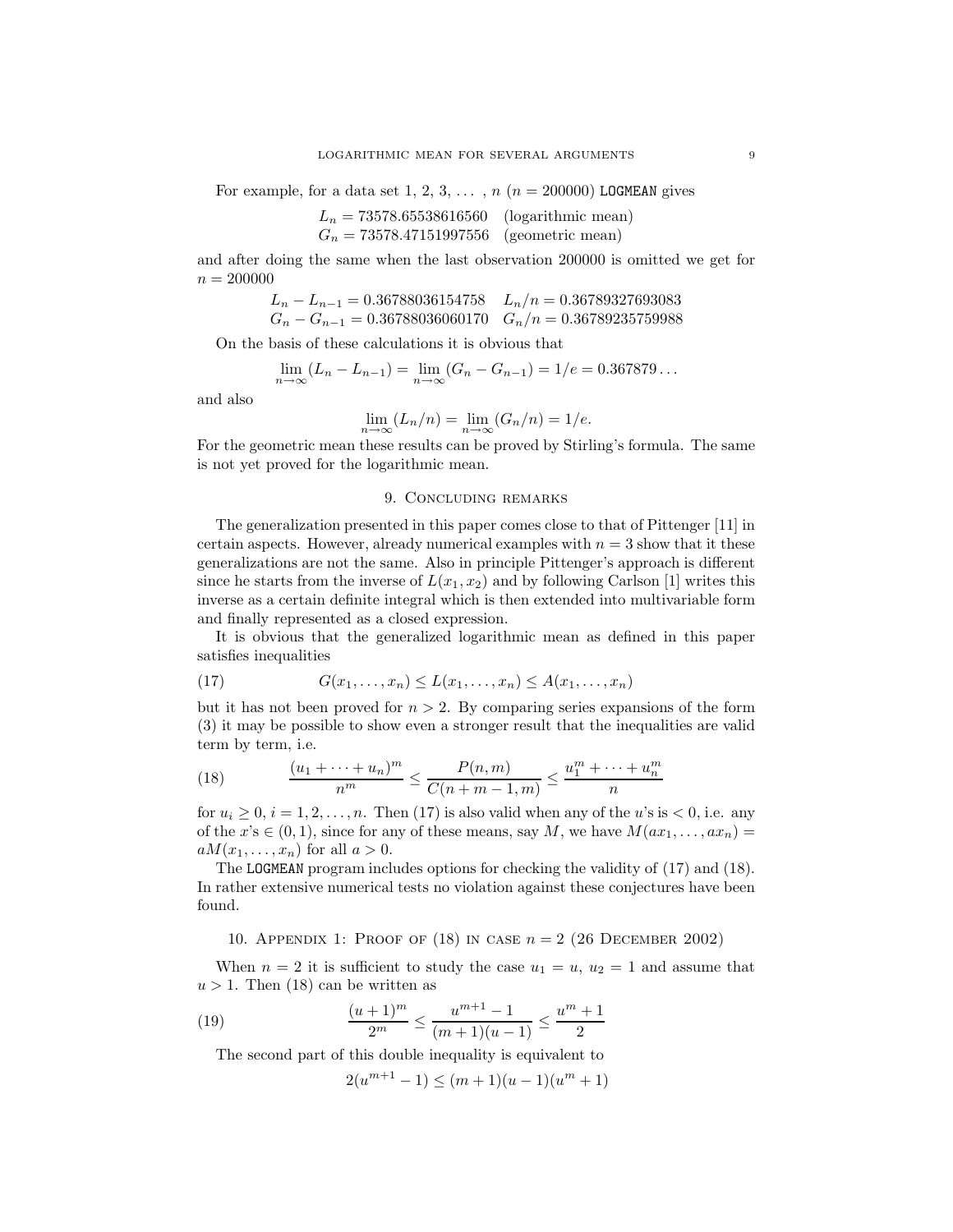For example, for a data set 1, 2, 3, ... , $n$ ($n = 200000$) `LOGMEAN` gives

$$L_n = 73578.65538616560 \quad \text{(logarithmic mean)}$$
$$G_n = 73578.47151997556 \quad \text{(geometric mean)}$$

and after doing the same when the last observation 200000 is omitted we get for $n = 200000$

$$L_n - L_{n-1} = 0.36788036154758 \quad L_n/n = 0.36789327693083$$
$$G_n - G_{n-1} = 0.36788036060170 \quad G_n/n = 0.36789235759988$$

On the basis of these calculations it is obvious that

$$\lim_{n\to\infty}(L_n - L_{n-1}) = \lim_{n\to\infty}(G_n - G_{n-1}) = 1/e = 0.367879\ldots$$

and also

$$\lim_{n\to\infty}(L_n/n) = \lim_{n\to\infty}(G_n/n) = 1/e.$$

For the geometric mean these results can be proved by Stirling's formula. The same is not yet proved for the logarithmic mean.

## 9. Concluding remarks

The generalization presented in this paper comes close to that of Pittenger [11] in certain aspects. However, already numerical examples with $n = 3$ show that it these generalizations are not the same. Also in principle Pittenger's approach is different since he starts from the inverse of $L(x_1, x_2)$ and by following Carlson [1] writes this inverse as a certain definite integral which is then extended into multivariable form and finally represented as a closed expression.

It is obvious that the generalized logarithmic mean as defined in this paper satisfies inequalities

$$G(x_1, \ldots, x_n) \leq L(x_1, \ldots, x_n) \leq A(x_1, \ldots, x_n) \tag{17}$$

but it has not been proved for $n > 2$. By comparing series expansions of the form (3) it may be possible to show even a stronger result that the inequalities are valid term by term, i.e.

$$\frac{(u_1 + \cdots + u_n)^m}{n^m} \leq \frac{P(n,m)}{C(n+m-1,m)} \leq \frac{u_1^m + \cdots + u_n^m}{n} \tag{18}$$

for $u_i \geq 0$, $i = 1, 2, \ldots, n$. Then (17) is also valid when any of the $u$'s is $< 0$, i.e. any of the $x$'s $\in (0,1)$, since for any of these means, say $M$, we have $M(ax_1, \ldots, ax_n) = aM(x_1, \ldots, x_n)$ for all $a > 0$.

The `LOGMEAN` program includes options for checking the validity of (17) and (18). In rather extensive numerical tests no violation against these conjectures have been found.

## 10. Appendix 1: Proof of (18) in case $n = 2$ (26 December 2002)

When $n = 2$ it is sufficient to study the case $u_1 = u$, $u_2 = 1$ and assume that $u > 1$. Then (18) can be written as

$$\frac{(u+1)^m}{2^m} \leq \frac{u^{m+1} - 1}{(m+1)(u-1)} \leq \frac{u^m + 1}{2} \tag{19}$$

The second part of this double inequality is equivalent to

$$2(u^{m+1} - 1) \leq (m+1)(u-1)(u^m + 1)$$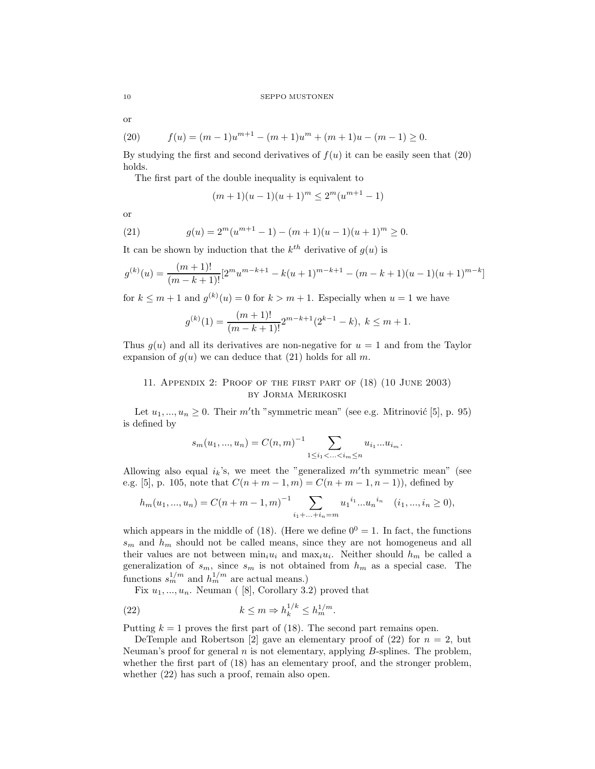or

$$f(u) = (m-1)u^{m+1} - (m+1)u^m + (m+1)u - (m-1) \geq 0. \tag{20}$$

By studying the first and second derivatives of $f(u)$ it can be easily seen that (20) holds.

The first part of the double inequality is equivalent to

$$(m+1)(u-1)(u+1)^m \leq 2^m(u^{m+1}-1)$$

or

$$g(u) = 2^m(u^{m+1}-1) - (m+1)(u-1)(u+1)^m \geq 0. \tag{21}$$

It can be shown by induction that the $k^{th}$ derivative of $g(u)$ is

$$g^{(k)}(u) = \frac{(m+1)!}{(m-k+1)!}[2^m u^{m-k+1} - k(u+1)^{m-k+1} - (m-k+1)(u-1)(u+1)^{m-k}]$$

for $k \leq m+1$ and $g^{(k)}(u) = 0$ for $k > m+1$. Especially when $u = 1$ we have

$$g^{(k)}(1) = \frac{(m+1)!}{(m-k+1)!}2^{m-k+1}(2^{k-1}-k), \; k \leq m+1.$$

Thus $g(u)$ and all its derivatives are non-negative for $u = 1$ and from the Taylor expansion of $g(u)$ we can deduce that (21) holds for all $m$.

## 11. Appendix 2: Proof of the first part of (18) (10 June 2003) by Jorma Merikoski

Let $u_1, ..., u_n \geq 0$. Their $m'$th "symmetric mean" (see e.g. Mitrinović [5], p. 95) is defined by

$$s_m(u_1, ..., u_n) = C(n,m)^{-1} \sum_{1 \leq i_1 < ... < i_m \leq n} u_{i_1} ... u_{i_m}.$$

Allowing also equal $i_k$'s, we meet the "generalized $m'$th symmetric mean" (see e.g. [5], p. 105, note that $C(n+m-1,m) = C(n+m-1,n-1)$), defined by

$$h_m(u_1, ..., u_n) = C(n+m-1,m)^{-1} \sum_{i_1 + ... + i_n = m} {u_1}^{i_1} ... {u_n}^{i_n} \quad (i_1, ..., i_n \geq 0),$$

which appears in the middle of (18). (Here we define $0^0 = 1$. In fact, the functions $s_m$ and $h_m$ should not be called means, since they are not homogeneus and all their values are not between $\min_i u_i$ and $\max_i u_i$. Neither should $h_m$ be called a generalization of $s_m$, since $s_m$ is not obtained from $h_m$ as a special case. The functions $s_m^{1/m}$ and $h_m^{1/m}$ are actual means.)

Fix $u_1, ..., u_n$. Neuman ( [8], Corollary 3.2) proved that

$$k \leq m \Rightarrow h_k^{1/k} \leq h_m^{1/m}. \tag{22}$$

Putting $k = 1$ proves the first part of (18). The second part remains open.

DeTemple and Robertson [2] gave an elementary proof of (22) for $n = 2$, but Neuman's proof for general $n$ is not elementary, applying $B$-splines. The problem, whether the first part of (18) has an elementary proof, and the stronger problem, whether (22) has such a proof, remain also open.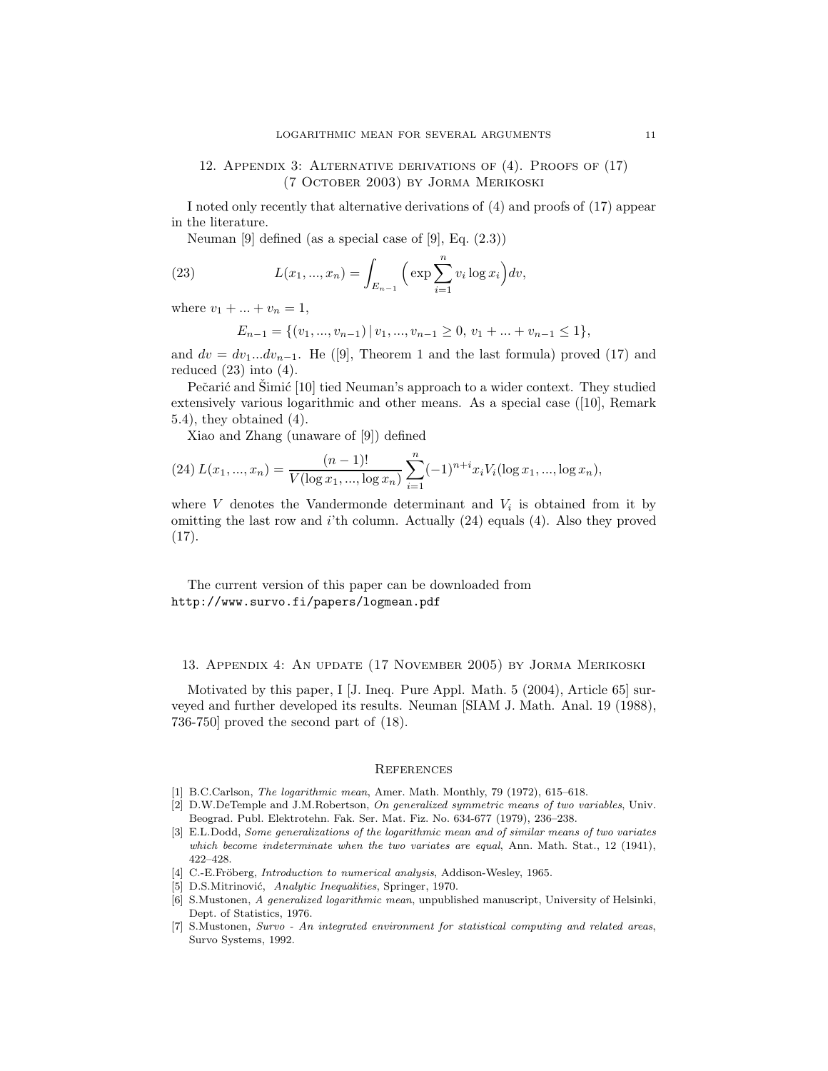## 12. Appendix 3: Alternative derivations of (4). Proofs of (17) (7 October 2003) by Jorma Merikoski

I noted only recently that alternative derivations of (4) and proofs of (17) appear in the literature.

Neuman [9] defined (as a special case of [9], Eq. (2.3))

$$L(x_1, ..., x_n) = \int_{E_{n-1}} \Big( \exp \sum_{i=1}^{n} v_i \log x_i \Big) dv, \tag{23}$$

where $v_1 + ... + v_n = 1$,

$$E_{n-1} = \{(v_1, ..., v_{n-1}) \,|\, v_1, ..., v_{n-1} \geq 0,\ v_1 + ... + v_{n-1} \leq 1\},$$

and $dv = dv_1 ... dv_{n-1}$. He ([9], Theorem 1 and the last formula) proved (17) and reduced (23) into (4).

Pečarić and Šimić [10] tied Neuman's approach to a wider context. They studied extensively various logarithmic and other means. As a special case ([10], Remark 5.4), they obtained (4).

Xiao and Zhang (unaware of [9]) defined

$$L(x_1, ..., x_n) = \frac{(n-1)!}{V(\log x_1, ..., \log x_n)} \sum_{i=1}^{n} (-1)^{n+i} x_i V_i(\log x_1, ..., \log x_n), \tag{24}$$

where $V$ denotes the Vandermonde determinant and $V_i$ is obtained from it by omitting the last row and $i$'th column. Actually (24) equals (4). Also they proved (17).

The current version of this paper can be downloaded from
http://www.survo.fi/papers/logmean.pdf

## 13. Appendix 4: An update (17 November 2005) by Jorma Merikoski

Motivated by this paper, I [J. Ineq. Pure Appl. Math. 5 (2004), Article 65] surveyed and further developed its results. Neuman [SIAM J. Math. Anal. 19 (1988), 736-750] proved the second part of (18).

## References

[1] B.C.Carlson, *The logarithmic mean*, Amer. Math. Monthly, 79 (1972), 615–618.

[2] D.W.DeTemple and J.M.Robertson, *On generalized symmetric means of two variables*, Univ. Beograd. Publ. Elektrotehn. Fak. Ser. Mat. Fiz. No. 634-677 (1979), 236–238.

[3] E.L.Dodd, *Some generalizations of the logarithmic mean and of similar means of two variates which become indeterminate when the two variates are equal*, Ann. Math. Stat., 12 (1941), 422–428.

[4] C.-E.Fröberg, *Introduction to numerical analysis*, Addison-Wesley, 1965.

[5] D.S.Mitrinović, *Analytic Inequalities*, Springer, 1970.

[6] S.Mustonen, *A generalized logarithmic mean*, unpublished manuscript, University of Helsinki, Dept. of Statistics, 1976.

[7] S.Mustonen, *Survo - An integrated environment for statistical computing and related areas*, Survo Systems, 1992.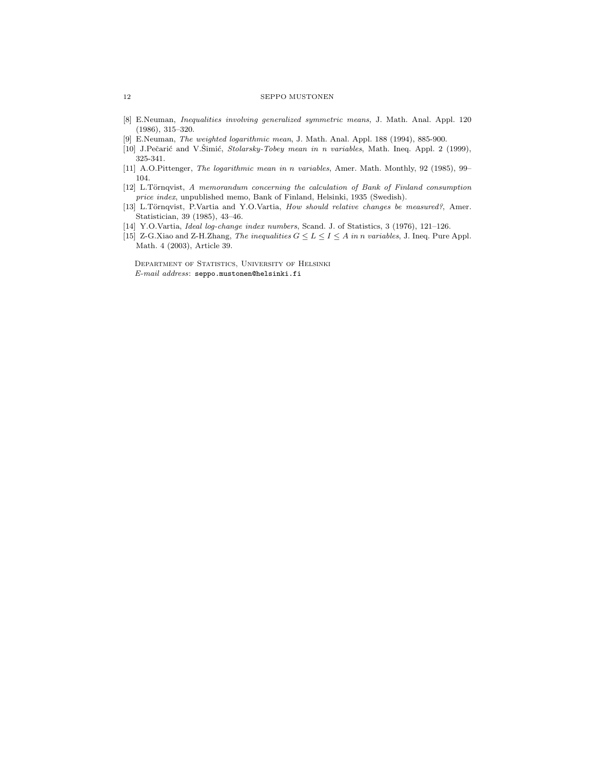[8] E.Neuman, *Inequalities involving generalized symmetric means*, J. Math. Anal. Appl. 120 (1986), 315–320.

[9] E.Neuman, *The weighted logarithmic mean*, J. Math. Anal. Appl. 188 (1994), 885-900.

[10] J.Pečarić and V.Šimić, *Stolarsky-Tobey mean in n variables*, Math. Ineq. Appl. 2 (1999), 325-341.

[11] A.O.Pittenger, *The logarithmic mean in n variables*, Amer. Math. Monthly, 92 (1985), 99–104.

[12] L.Törnqvist, *A memorandum concerning the calculation of Bank of Finland consumption price index*, unpublished memo, Bank of Finland, Helsinki, 1935 (Swedish).

[13] L.Törnqvist, P.Vartia and Y.O.Vartia, *How should relative changes be measured?*, Amer. Statistician, 39 (1985), 43–46.

[14] Y.O.Vartia, *Ideal log-change index numbers*, Scand. J. of Statistics, 3 (1976), 121–126.

[15] Z-G.Xiao and Z-H.Zhang, *The inequalities $G \leq L \leq I \leq A$ in n variables*, J. Ineq. Pure Appl. Math. 4 (2003), Article 39.

Department of Statistics, University of Helsinki
*E-mail address*: seppo.mustonen@helsinki.fi